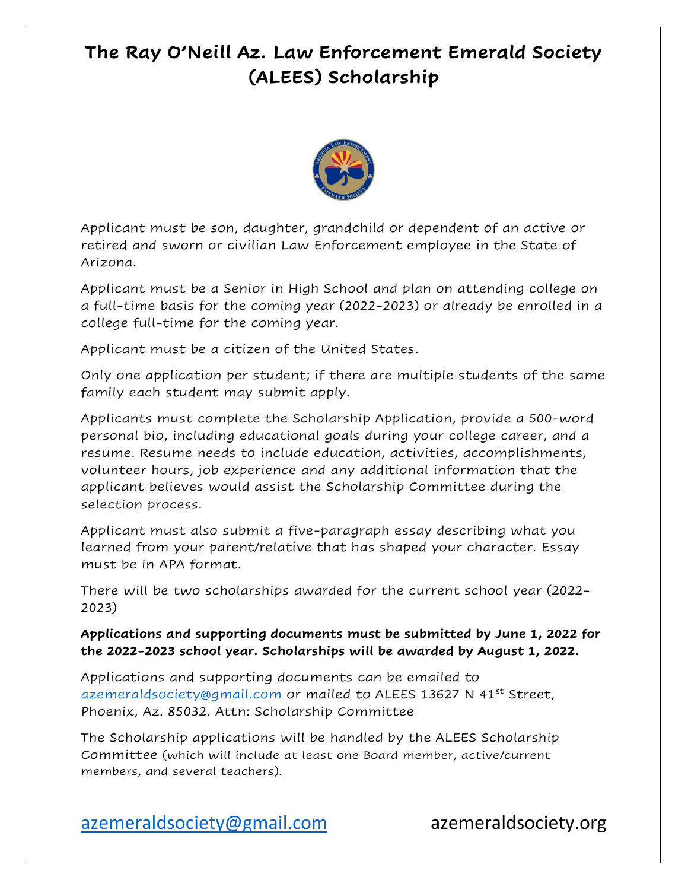# The Ray O'Neill Az. Law Enforcement Emerald Society (ALEES) Scholarship

Applicant must be son, daughter, grandchild or dependent of an active or retired and sworn or civilian Law Enforcement employee in the State of Arizona.

Applicant must be a Senior in High School and plan on attending college on a full-time basis for the coming year (2022-2023) or already be enrolled in a college full-time for the coming year.

Applicant must be a citizen of the United States.

Only one application per student; if there are multiple students of the same family each student may submit apply.

Applicants must complete the Scholarship Application, provide a 500-word personal bio, including educational goals during your college career, and a resume. Resume needs to include education, activities, accomplishments, volunteer hours, job experience and any additional information that the applicant believes would assist the Scholarship Committee during the selection process.

Applicant must also submit a five-paragraph essay describing what you learned from your parent/relative that has shaped your character. Essay must be in APA format.

There will be two scholarships awarded for the current school year (2022-2023)

**Applications and supporting documents must be submitted by June 1, 2022 for the 2022-2023 school year. Scholarships will be awarded by August 1, 2022.**

Applications and supporting documents can be emailed to azemeraldsociety@gmail.com or mailed to ALEES 13627 N 41st Street, Phoenix, Az. 85032. Attn: Scholarship Committee

The Scholarship applications will be handled by the ALEES Scholarship Committee (which will include at least one Board member, active/current members, and several teachers).

azemeraldsociety@gmail.com azemeraldsociety.org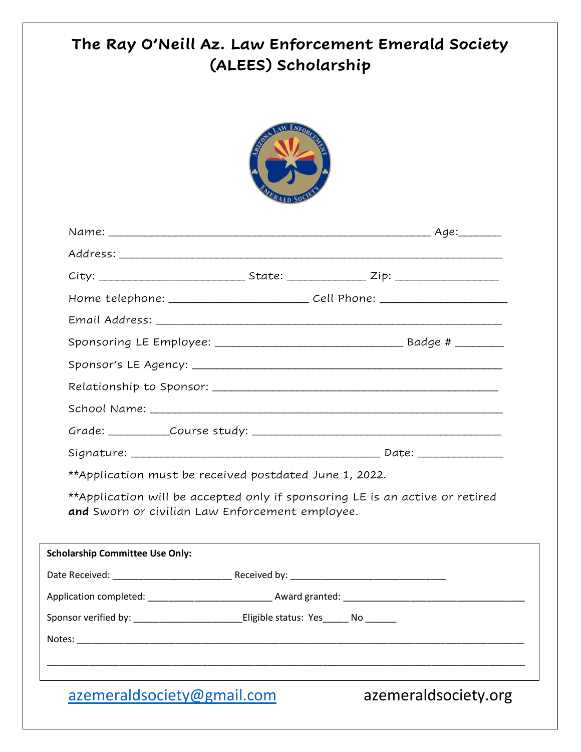# The Ray O'Neill Az. Law Enforcement Emerald Society (ALEES) Scholarship

Name: ______________________________________________________ Age:_______

Address: _________________________________________________________________

City: ________________________ State: _____________ Zip: _________________

Home telephone: _______________________ Cell Phone: _____________________

Email Address: ___________________________________________________________

Sponsoring LE Employee: ______________________________ Badge # ________

Sponsor's LE Agency: ____________________________________________________

Relationship to Sponsor: _______________________________________________

School Name: _____________________________________________________________

Grade: __________Course study: __________________________________________

Signature: __________________________________________ Date: ______________

**Application must be received postdated June 1, 2022.

**Application will be accepted only if sponsoring LE is an active or retired **and** Sworn or civilian Law Enforcement employee.

**Scholarship Committee Use Only:**

Date Received: ________________________ Received by: ______________________________

Application completed: _________________________ Award granted: ____________________________________

Sponsor verified by: ______________________Eligible status: Yes_____ No ______

Notes: ________________________________________________________________________________________

_______________________________________________________________________________________________

azemeraldsociety@gmail.com azemeraldsociety.org